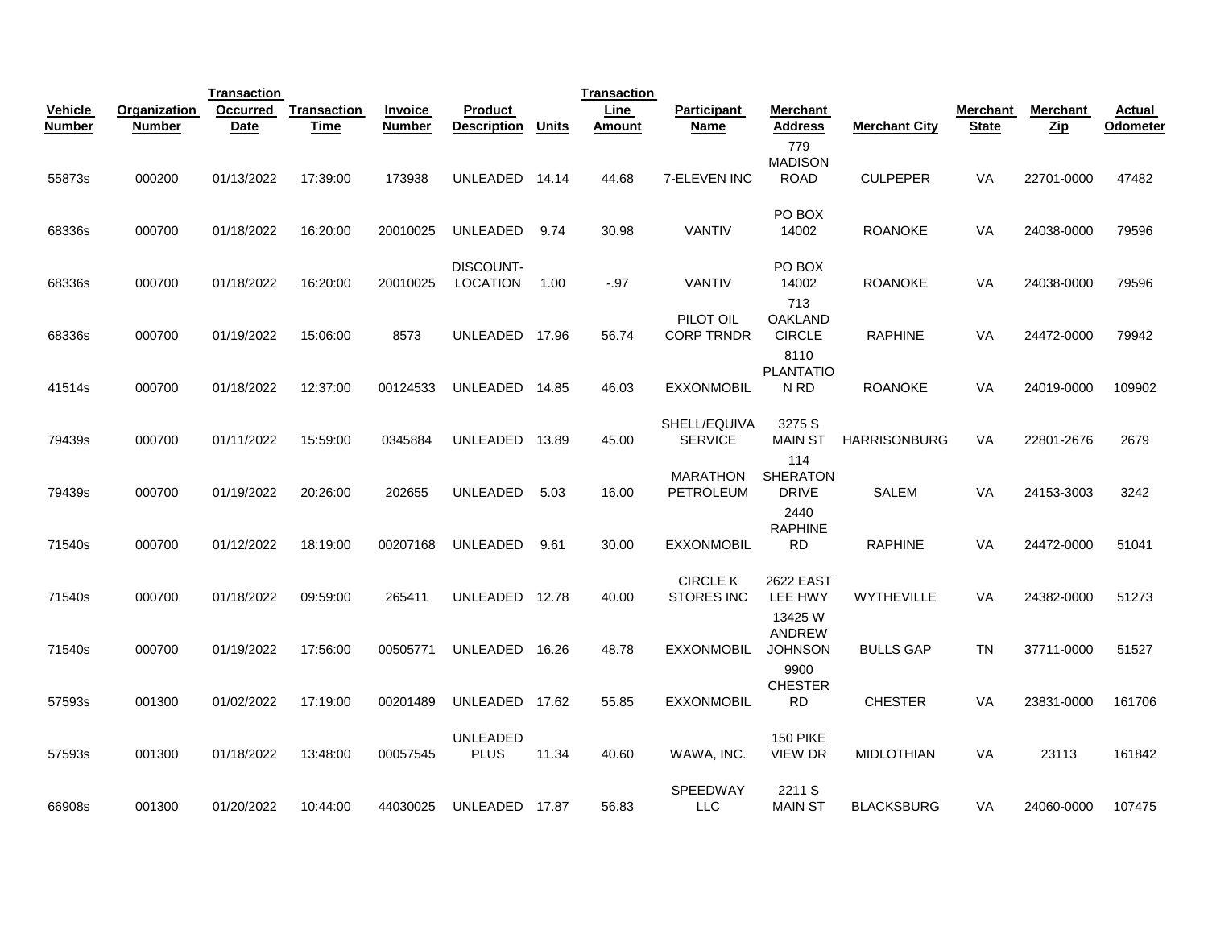| Vehicle Number | Organization Number | Transaction Occurred Date | Transaction Time | Invoice Number | Product Description | Units | Transaction Line Amount | Participant Name | Merchant Address | Merchant City | Merchant State | Merchant Zip | Actual Odometer |
|---|---|---|---|---|---|---|---|---|---|---|---|---|---|
| 55873s | 000200 | 01/13/2022 | 17:39:00 | 173938 | UNLEADED | 14.14 | 44.68 | 7-ELEVEN INC | 779 MADISON ROAD | CULPEPER | VA | 22701-0000 | 47482 |
| 68336s | 000700 | 01/18/2022 | 16:20:00 | 20010025 | UNLEADED | 9.74 | 30.98 | VANTIV | PO BOX 14002 | ROANOKE | VA | 24038-0000 | 79596 |
| 68336s | 000700 | 01/18/2022 | 16:20:00 | 20010025 | DISCOUNT-LOCATION | 1.00 | -.97 | VANTIV | PO BOX 14002 | ROANOKE | VA | 24038-0000 | 79596 |
| 68336s | 000700 | 01/19/2022 | 15:06:00 | 8573 | UNLEADED | 17.96 | 56.74 | PILOT OIL CORP TRNDR | 713 OAKLAND CIRCLE | RAPHINE | VA | 24472-0000 | 79942 |
| 41514s | 000700 | 01/18/2022 | 12:37:00 | 00124533 | UNLEADED | 14.85 | 46.03 | EXXONMOBIL | 8110 PLANTATIO N RD | ROANOKE | VA | 24019-0000 | 109902 |
| 79439s | 000700 | 01/11/2022 | 15:59:00 | 0345884 | UNLEADED | 13.89 | 45.00 | SHELL/EQUIVA SERVICE | 3275 S MAIN ST | HARRISONBURG | VA | 22801-2676 | 2679 |
| 79439s | 000700 | 01/19/2022 | 20:26:00 | 202655 | UNLEADED | 5.03 | 16.00 | MARATHON PETROLEUM | 114 SHERATON DRIVE | SALEM | VA | 24153-3003 | 3242 |
| 71540s | 000700 | 01/12/2022 | 18:19:00 | 00207168 | UNLEADED | 9.61 | 30.00 | EXXONMOBIL | 2440 RAPHINE RD | RAPHINE | VA | 24472-0000 | 51041 |
| 71540s | 000700 | 01/18/2022 | 09:59:00 | 265411 | UNLEADED | 12.78 | 40.00 | CIRCLE K STORES INC | 2622 EAST LEE HWY | WYTHEVILLE | VA | 24382-0000 | 51273 |
| 71540s | 000700 | 01/19/2022 | 17:56:00 | 00505771 | UNLEADED | 16.26 | 48.78 | EXXONMOBIL | 13425 W ANDREW JOHNSON | BULLS GAP | TN | 37711-0000 | 51527 |
| 57593s | 001300 | 01/02/2022 | 17:19:00 | 00201489 | UNLEADED | 17.62 | 55.85 | EXXONMOBIL | 9900 CHESTER RD | CHESTER | VA | 23831-0000 | 161706 |
| 57593s | 001300 | 01/18/2022 | 13:48:00 | 00057545 | UNLEADED PLUS | 11.34 | 40.60 | WAWA, INC. | 150 PIKE VIEW DR | MIDLOTHIAN | VA | 23113 | 161842 |
| 66908s | 001300 | 01/20/2022 | 10:44:00 | 44030025 | UNLEADED | 17.87 | 56.83 | SPEEDWAY LLC | 2211 S MAIN ST | BLACKSBURG | VA | 24060-0000 | 107475 |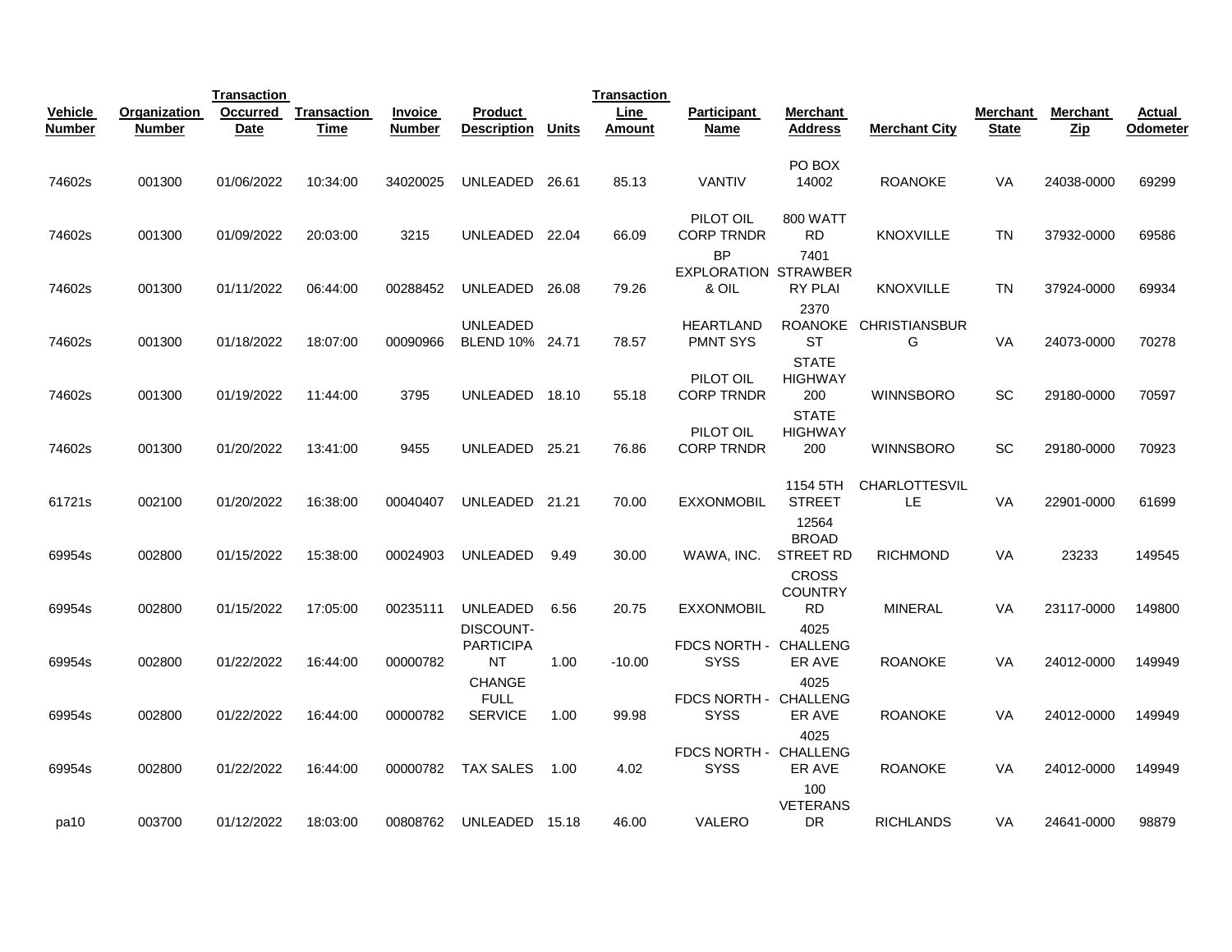| Vehicle Number | Organization Number | Transaction Occurred Date | Transaction Time | Invoice Number | Product Description | Units | Transaction Line Amount | Participant Name | Merchant Address | Merchant City | Merchant State | Merchant Zip | Actual Odometer |
|---|---|---|---|---|---|---|---|---|---|---|---|---|---|
| 74602s | 001300 | 01/06/2022 | 10:34:00 | 34020025 | UNLEADED | 26.61 | 85.13 | VANTIV | PO BOX 14002 | ROANOKE | VA | 24038-0000 | 69299 |
| 74602s | 001300 | 01/09/2022 | 20:03:00 | 3215 | UNLEADED | 22.04 | 66.09 | PILOT OIL CORP TRNDR | 800 WATT RD | KNOXVILLE | TN | 37932-0000 | 69586 |
| 74602s | 001300 | 01/11/2022 | 06:44:00 | 00288452 | UNLEADED | 26.08 | 79.26 | BP EXPLORATION & OIL | 7401 STRAWBERRY PLAI | KNOXVILLE | TN | 37924-0000 | 69934 |
| 74602s | 001300 | 01/18/2022 | 18:07:00 | 00090966 | UNLEADED BLEND 10% | 24.71 | 78.57 | HEARTLAND PMNT SYS | 2370 ROANOKE ST | CHRISTIANSBURG | VA | 24073-0000 | 70278 |
| 74602s | 001300 | 01/19/2022 | 11:44:00 | 3795 | UNLEADED | 18.10 | 55.18 | PILOT OIL CORP TRNDR | STATE HIGHWAY 200 | WINNSBORO | SC | 29180-0000 | 70597 |
| 74602s | 001300 | 01/20/2022 | 13:41:00 | 9455 | UNLEADED | 25.21 | 76.86 | PILOT OIL CORP TRNDR | STATE HIGHWAY 200 | WINNSBORO | SC | 29180-0000 | 70923 |
| 61721s | 002100 | 01/20/2022 | 16:38:00 | 00040407 | UNLEADED | 21.21 | 70.00 | EXXONMOBIL | 1154 5TH STREET | CHARLOTTESVILLE | VA | 22901-0000 | 61699 |
| 69954s | 002800 | 01/15/2022 | 15:38:00 | 00024903 | UNLEADED | 9.49 | 30.00 | WAWA, INC. | 12564 BROAD STREET RD | RICHMOND | VA | 23233 | 149545 |
| 69954s | 002800 | 01/15/2022 | 17:05:00 | 00235111 | UNLEADED | 6.56 | 20.75 | EXXONMOBIL | CROSS COUNTRY RD | MINERAL | VA | 23117-0000 | 149800 |
| 69954s | 002800 | 01/22/2022 | 16:44:00 | 00000782 | DISCOUNT-PARTICIPANT | 1.00 | -10.00 | FDCS NORTH - SYSS | 4025 CHALLENGER AVE | ROANOKE | VA | 24012-0000 | 149949 |
| 69954s | 002800 | 01/22/2022 | 16:44:00 | 00000782 | CHANGE FULL SERVICE | 1.00 | 99.98 | FDCS NORTH - SYSS | 4025 CHALLENGER AVE | ROANOKE | VA | 24012-0000 | 149949 |
| 69954s | 002800 | 01/22/2022 | 16:44:00 | 00000782 | TAX SALES | 1.00 | 4.02 | FDCS NORTH - SYSS | 4025 CHALLENGER AVE | ROANOKE | VA | 24012-0000 | 149949 |
| pa10 | 003700 | 01/12/2022 | 18:03:00 | 00808762 | UNLEADED | 15.18 | 46.00 | VALERO | 100 VETERANS DR | RICHLANDS | VA | 24641-0000 | 98879 |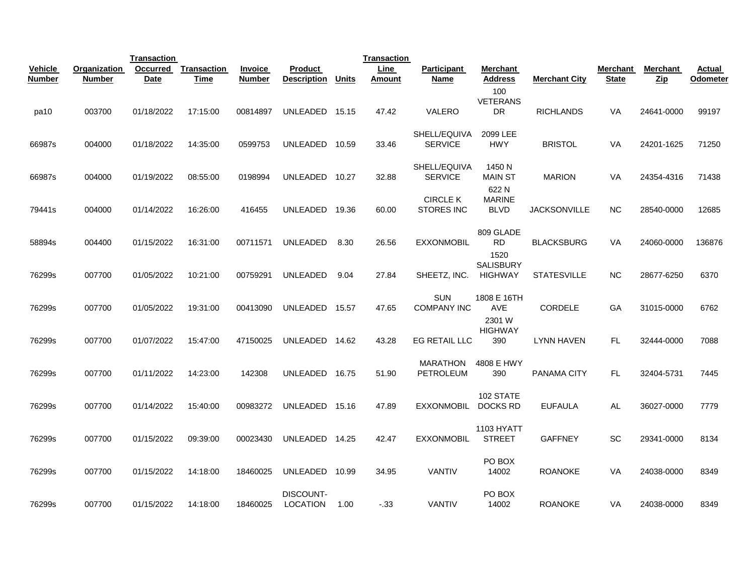| Vehicle Number | Organization Number | Transaction Occurred Date | Transaction Time | Invoice Number | Product Description | Units | Transaction Line Amount | Participant Name | Merchant Address | Merchant City | Merchant State | Merchant Zip | Actual Odometer |
|---|---|---|---|---|---|---|---|---|---|---|---|---|---|
| pa10 | 003700 | 01/18/2022 | 17:15:00 | 00814897 | UNLEADED | 15.15 | 47.42 | VALERO | 100 VETERANS DR | RICHLANDS | VA | 24641-0000 | 99197 |
| 66987s | 004000 | 01/18/2022 | 14:35:00 | 0599753 | UNLEADED | 10.59 | 33.46 | SHELL/EQUIVA SERVICE | 2099 LEE HWY | BRISTOL | VA | 24201-1625 | 71250 |
| 66987s | 004000 | 01/19/2022 | 08:55:00 | 0198994 | UNLEADED | 10.27 | 32.88 | SHELL/EQUIVA SERVICE | 1450 N MAIN ST | MARION | VA | 24354-4316 | 71438 |
| 79441s | 004000 | 01/14/2022 | 16:26:00 | 416455 | UNLEADED | 19.36 | 60.00 | CIRCLE K STORES INC | 622 N MARINE BLVD | JACKSONVILLE | NC | 28540-0000 | 12685 |
| 58894s | 004400 | 01/15/2022 | 16:31:00 | 00711571 | UNLEADED | 8.30 | 26.56 | EXXONMOBIL | 809 GLADE RD | BLACKSBURG | VA | 24060-0000 | 136876 |
| 76299s | 007700 | 01/05/2022 | 10:21:00 | 00759291 | UNLEADED | 9.04 | 27.84 | SHEETZ, INC. | 1520 SALISBURY HIGHWAY | STATESVILLE | NC | 28677-6250 | 6370 |
| 76299s | 007700 | 01/05/2022 | 19:31:00 | 00413090 | UNLEADED | 15.57 | 47.65 | SUN COMPANY INC | 1808 E 16TH AVE | CORDELE | GA | 31015-0000 | 6762 |
| 76299s | 007700 | 01/07/2022 | 15:47:00 | 47150025 | UNLEADED | 14.62 | 43.28 | EG RETAIL LLC | 2301 W HIGHWAY 390 | LYNN HAVEN | FL | 32444-0000 | 7088 |
| 76299s | 007700 | 01/11/2022 | 14:23:00 | 142308 | UNLEADED | 16.75 | 51.90 | MARATHON PETROLEUM | 4808 E HWY 390 | PANAMA CITY | FL | 32404-5731 | 7445 |
| 76299s | 007700 | 01/14/2022 | 15:40:00 | 00983272 | UNLEADED | 15.16 | 47.89 | EXXONMOBIL | 102 STATE DOCKS RD | EUFAULA | AL | 36027-0000 | 7779 |
| 76299s | 007700 | 01/15/2022 | 09:39:00 | 00023430 | UNLEADED | 14.25 | 42.47 | EXXONMOBIL | 1103 HYATT STREET | GAFFNEY | SC | 29341-0000 | 8134 |
| 76299s | 007700 | 01/15/2022 | 14:18:00 | 18460025 | UNLEADED | 10.99 | 34.95 | VANTIV | PO BOX 14002 | ROANOKE | VA | 24038-0000 | 8349 |
| 76299s | 007700 | 01/15/2022 | 14:18:00 | 18460025 | DISCOUNT-LOCATION | 1.00 | -.33 | VANTIV | PO BOX 14002 | ROANOKE | VA | 24038-0000 | 8349 |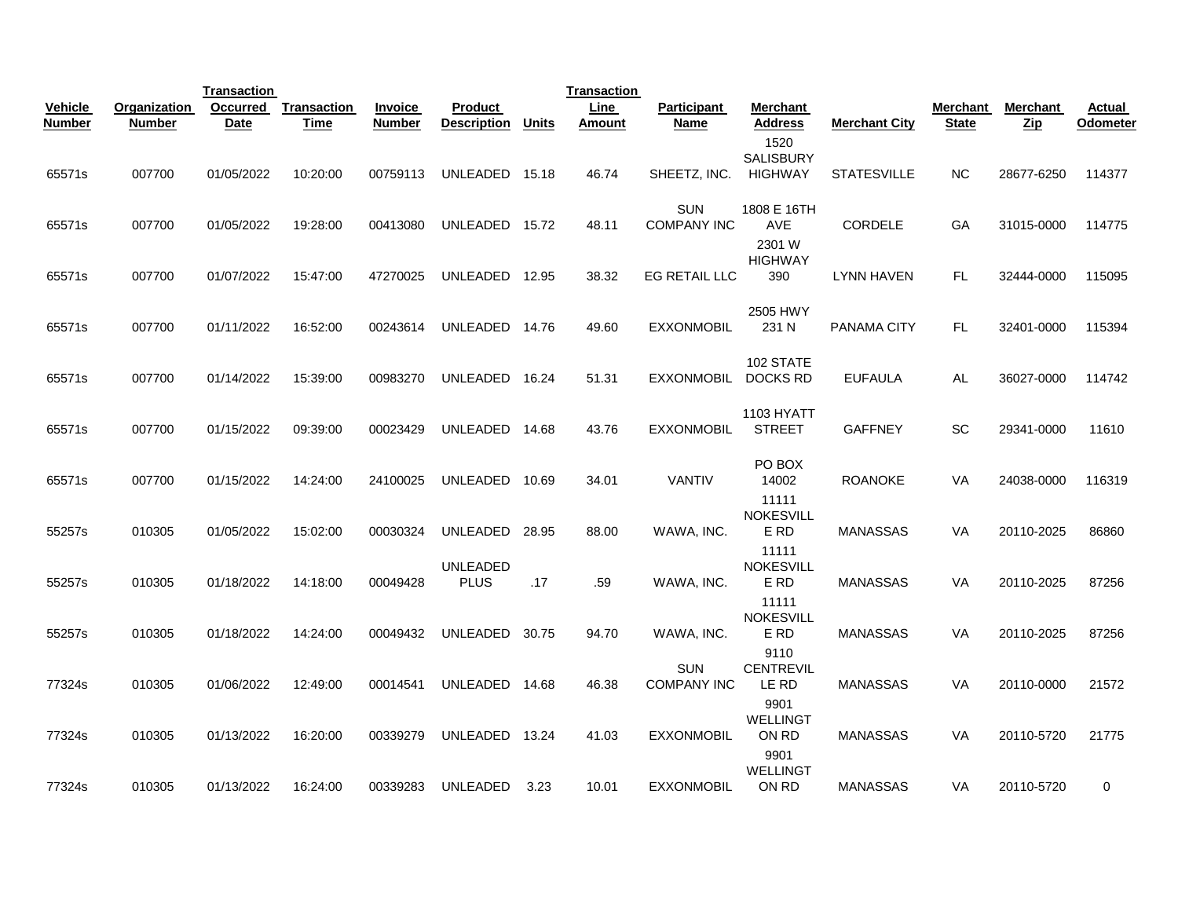| Vehicle Number | Organization Number | Transaction Occurred Date | Transaction Time | Invoice Number | Product Description | Units | Transaction Line Amount | Participant Name | Merchant Address | Merchant City | Merchant State | Merchant Zip | Actual Odometer |
|---|---|---|---|---|---|---|---|---|---|---|---|---|---|
| 65571s | 007700 | 01/05/2022 | 10:20:00 | 00759113 | UNLEADED | 15.18 | 46.74 | SHEETZ, INC. | 1520 SALISBURY HIGHWAY | STATESVILLE | NC | 28677-6250 | 114377 |
| 65571s | 007700 | 01/05/2022 | 19:28:00 | 00413080 | UNLEADED | 15.72 | 48.11 | SUN COMPANY INC | 1808 E 16TH AVE | CORDELE | GA | 31015-0000 | 114775 |
| 65571s | 007700 | 01/07/2022 | 15:47:00 | 47270025 | UNLEADED | 12.95 | 38.32 | EG RETAIL LLC | 2301 W HIGHWAY 390 | LYNN HAVEN | FL | 32444-0000 | 115095 |
| 65571s | 007700 | 01/11/2022 | 16:52:00 | 00243614 | UNLEADED | 14.76 | 49.60 | EXXONMOBIL | 2505 HWY 231 N | PANAMA CITY | FL | 32401-0000 | 115394 |
| 65571s | 007700 | 01/14/2022 | 15:39:00 | 00983270 | UNLEADED | 16.24 | 51.31 | EXXONMOBIL | 102 STATE DOCKS RD | EUFAULA | AL | 36027-0000 | 114742 |
| 65571s | 007700 | 01/15/2022 | 09:39:00 | 00023429 | UNLEADED | 14.68 | 43.76 | EXXONMOBIL | 1103 HYATT STREET | GAFFNEY | SC | 29341-0000 | 11610 |
| 65571s | 007700 | 01/15/2022 | 14:24:00 | 24100025 | UNLEADED | 10.69 | 34.01 | VANTIV | PO BOX 14002 | ROANOKE | VA | 24038-0000 | 116319 |
| 55257s | 010305 | 01/05/2022 | 15:02:00 | 00030324 | UNLEADED | 28.95 | 88.00 | WAWA, INC. | 11111 NOKESVILLE RD | MANASSAS | VA | 20110-2025 | 86860 |
| 55257s | 010305 | 01/18/2022 | 14:18:00 | 00049428 | UNLEADED PLUS | .17 | .59 | WAWA, INC. | 11111 NOKESVILLE RD | MANASSAS | VA | 20110-2025 | 87256 |
| 55257s | 010305 | 01/18/2022 | 14:24:00 | 00049432 | UNLEADED | 30.75 | 94.70 | WAWA, INC. | 11111 NOKESVILLE RD | MANASSAS | VA | 20110-2025 | 87256 |
| 77324s | 010305 | 01/06/2022 | 12:49:00 | 00014541 | UNLEADED | 14.68 | 46.38 | SUN COMPANY INC | 9110 CENTREVILLE RD | MANASSAS | VA | 20110-0000 | 21572 |
| 77324s | 010305 | 01/13/2022 | 16:20:00 | 00339279 | UNLEADED | 13.24 | 41.03 | EXXONMOBIL | 9901 WELLINGTON RD | MANASSAS | VA | 20110-5720 | 21775 |
| 77324s | 010305 | 01/13/2022 | 16:24:00 | 00339283 | UNLEADED | 3.23 | 10.01 | EXXONMOBIL | 9901 WELLINGTON RD | MANASSAS | VA | 20110-5720 | 0 |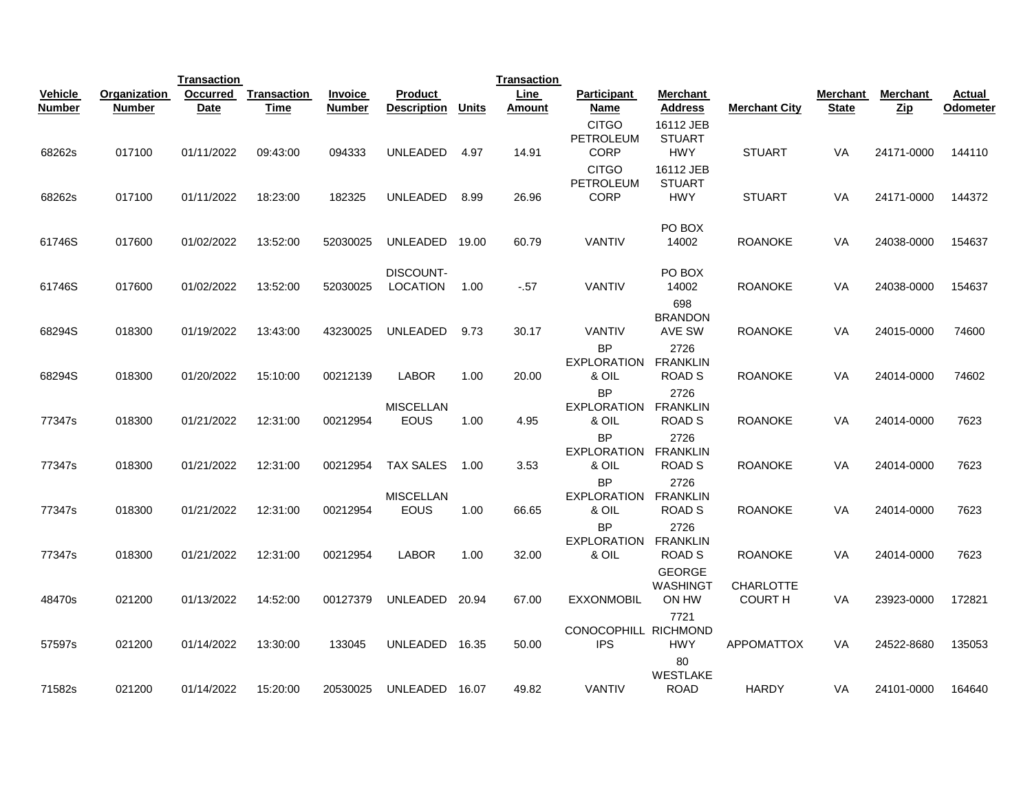| Vehicle Number | Organization Number | Transaction Occurred Date | Transaction Time | Invoice Number | Product Description | Units | Transaction Line Amount | Participant Name | Merchant Address | Merchant City | Merchant State | Merchant Zip | Actual Odometer |
|---|---|---|---|---|---|---|---|---|---|---|---|---|---|
| 68262s | 017100 | 01/11/2022 | 09:43:00 | 094333 | UNLEADED | 4.97 | 14.91 | CITGO PETROLEUM CORP | 16112 JEB STUART HWY | STUART | VA | 24171-0000 | 144110 |
| 68262s | 017100 | 01/11/2022 | 18:23:00 | 182325 | UNLEADED | 8.99 | 26.96 | CITGO PETROLEUM CORP | 16112 JEB STUART HWY | STUART | VA | 24171-0000 | 144372 |
| 61746S | 017600 | 01/02/2022 | 13:52:00 | 52030025 | UNLEADED | 19.00 | 60.79 | VANTIV | PO BOX 14002 | ROANOKE | VA | 24038-0000 | 154637 |
| 61746S | 017600 | 01/02/2022 | 13:52:00 | 52030025 | DISCOUNT-LOCATION | 1.00 | -.57 | VANTIV | PO BOX 14002 | ROANOKE | VA | 24038-0000 | 154637 |
| 68294S | 018300 | 01/19/2022 | 13:43:00 | 43230025 | UNLEADED | 9.73 | 30.17 | VANTIV | 698 BRANDON AVE SW | ROANOKE | VA | 24015-0000 | 74600 |
| 68294S | 018300 | 01/20/2022 | 15:10:00 | 00212139 | LABOR | 1.00 | 20.00 | BP EXPLORATION & OIL | 2726 FRANKLIN ROAD S | ROANOKE | VA | 24014-0000 | 74602 |
| 77347s | 018300 | 01/21/2022 | 12:31:00 | 00212954 | MISCELLANEOUS | 1.00 | 4.95 | BP EXPLORATION & OIL | 2726 FRANKLIN ROAD S | ROANOKE | VA | 24014-0000 | 7623 |
| 77347s | 018300 | 01/21/2022 | 12:31:00 | 00212954 | TAX SALES | 1.00 | 3.53 | BP EXPLORATION & OIL | 2726 FRANKLIN ROAD S | ROANOKE | VA | 24014-0000 | 7623 |
| 77347s | 018300 | 01/21/2022 | 12:31:00 | 00212954 | MISCELLANEOUS | 1.00 | 66.65 | BP EXPLORATION & OIL | 2726 FRANKLIN ROAD S | ROANOKE | VA | 24014-0000 | 7623 |
| 77347s | 018300 | 01/21/2022 | 12:31:00 | 00212954 | LABOR | 1.00 | 32.00 | BP EXPLORATION & OIL | 2726 FRANKLIN ROAD S | ROANOKE | VA | 24014-0000 | 7623 |
| 48470s | 021200 | 01/13/2022 | 14:52:00 | 00127379 | UNLEADED | 20.94 | 67.00 | EXXONMOBIL | GEORGE WASHINGTON HW | CHARLOTTE COURT H | VA | 23923-0000 | 172821 |
| 57597s | 021200 | 01/14/2022 | 13:30:00 | 133045 | UNLEADED | 16.35 | 50.00 | CONOCOPHILLIPS | 7721 RICHMOND HWY | APPOMATTOX | VA | 24522-8680 | 135053 |
| 71582s | 021200 | 01/14/2022 | 15:20:00 | 20530025 | UNLEADED | 16.07 | 49.82 | VANTIV | 80 WESTLAKE ROAD | HARDY | VA | 24101-0000 | 164640 |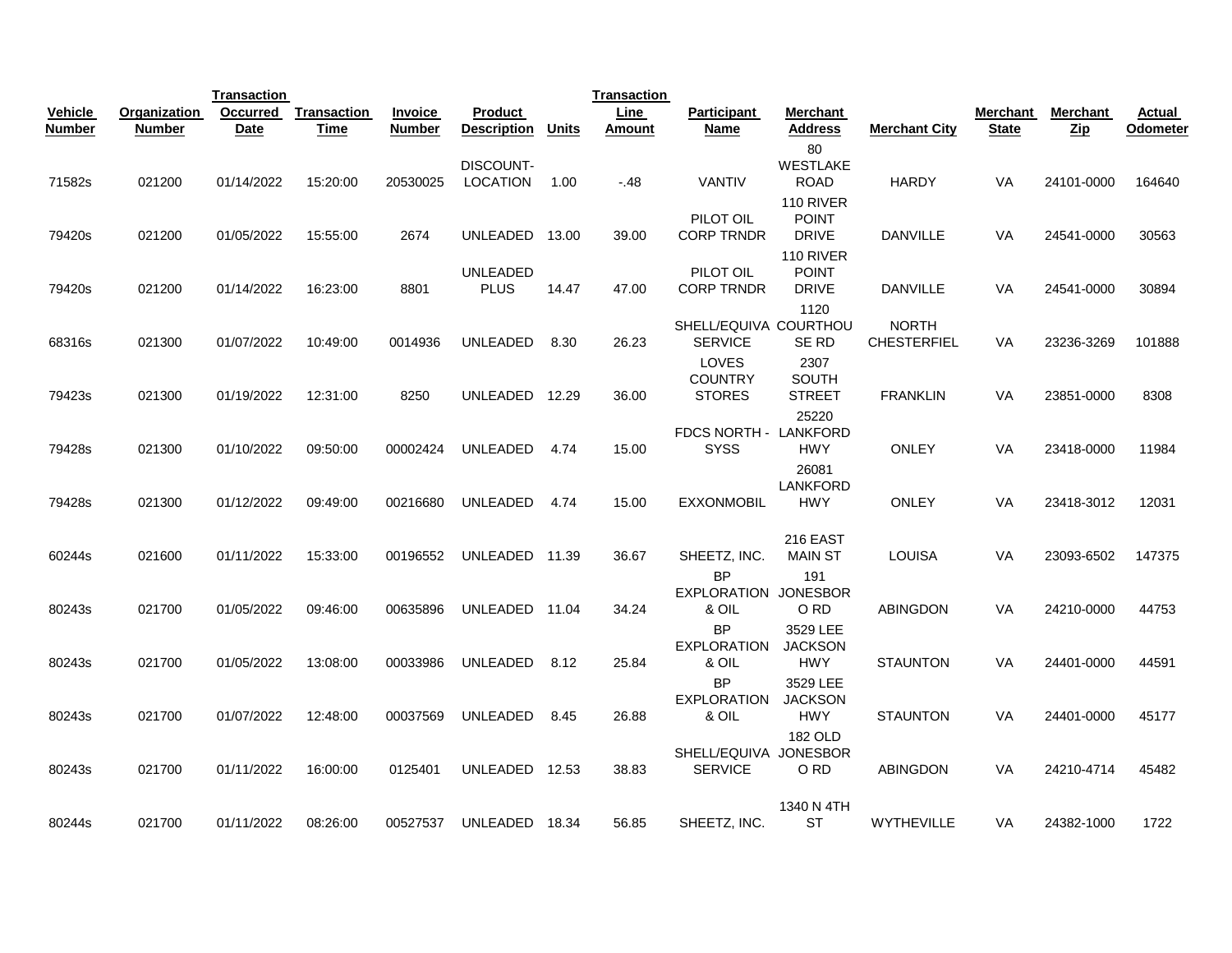| Vehicle Number | Organization Number | Transaction Occurred Date | Transaction Time | Invoice Number | Product Description | Units | Transaction Line Amount | Participant Name | Merchant Address | Merchant City | Merchant State | Merchant Zip | Actual Odometer |
|---|---|---|---|---|---|---|---|---|---|---|---|---|---|
| 71582s | 021200 | 01/14/2022 | 15:20:00 | 20530025 | DISCOUNT-LOCATION | 1.00 | -.48 | VANTIV | 80 WESTLAKE ROAD | HARDY | VA | 24101-0000 | 164640 |
| 79420s | 021200 | 01/05/2022 | 15:55:00 | 2674 | UNLEADED | 13.00 | 39.00 | PILOT OIL CORP TRNDR | 110 RIVER POINT DRIVE | DANVILLE | VA | 24541-0000 | 30563 |
| 79420s | 021200 | 01/14/2022 | 16:23:00 | 8801 | UNLEADED PLUS | 14.47 | 47.00 | PILOT OIL CORP TRNDR | 110 RIVER POINT DRIVE | DANVILLE | VA | 24541-0000 | 30894 |
| 68316s | 021300 | 01/07/2022 | 10:49:00 | 0014936 | UNLEADED | 8.30 | 26.23 | SHELL/EQUIVA SERVICE | 1120 COURTHOUSE RD | NORTH CHESTERFIEL | VA | 23236-3269 | 101888 |
| 79423s | 021300 | 01/19/2022 | 12:31:00 | 8250 | UNLEADED | 12.29 | 36.00 | LOVES COUNTRY STORES | 2307 SOUTH STREET | FRANKLIN | VA | 23851-0000 | 8308 |
| 79428s | 021300 | 01/10/2022 | 09:50:00 | 00002424 | UNLEADED | 4.74 | 15.00 | FDCS NORTH - SYSS | 25220 LANKFORD HWY | ONLEY | VA | 23418-0000 | 11984 |
| 79428s | 021300 | 01/12/2022 | 09:49:00 | 00216680 | UNLEADED | 4.74 | 15.00 | EXXONMOBIL | 26081 LANKFORD HWY | ONLEY | VA | 23418-3012 | 12031 |
| 60244s | 021600 | 01/11/2022 | 15:33:00 | 00196552 | UNLEADED | 11.39 | 36.67 | SHEETZ, INC. | 216 EAST MAIN ST | LOUISA | VA | 23093-6502 | 147375 |
| 80243s | 021700 | 01/05/2022 | 09:46:00 | 00635896 | UNLEADED | 11.04 | 34.24 | BP EXPLORATION & OIL | 191 JONESBORO RD | ABINGDON | VA | 24210-0000 | 44753 |
| 80243s | 021700 | 01/05/2022 | 13:08:00 | 00033986 | UNLEADED | 8.12 | 25.84 | BP EXPLORATION & OIL | 3529 LEE JACKSON HWY | STAUNTON | VA | 24401-0000 | 44591 |
| 80243s | 021700 | 01/07/2022 | 12:48:00 | 00037569 | UNLEADED | 8.45 | 26.88 | BP EXPLORATION & OIL | 3529 LEE JACKSON HWY | STAUNTON | VA | 24401-0000 | 45177 |
| 80243s | 021700 | 01/11/2022 | 16:00:00 | 0125401 | UNLEADED | 12.53 | 38.83 | SHELL/EQUIVA SERVICE | 182 OLD JONESBORO RD | ABINGDON | VA | 24210-4714 | 45482 |
| 80244s | 021700 | 01/11/2022 | 08:26:00 | 00527537 | UNLEADED | 18.34 | 56.85 | SHEETZ, INC. | 1340 N 4TH ST | WYTHEVILLE | VA | 24382-1000 | 1722 |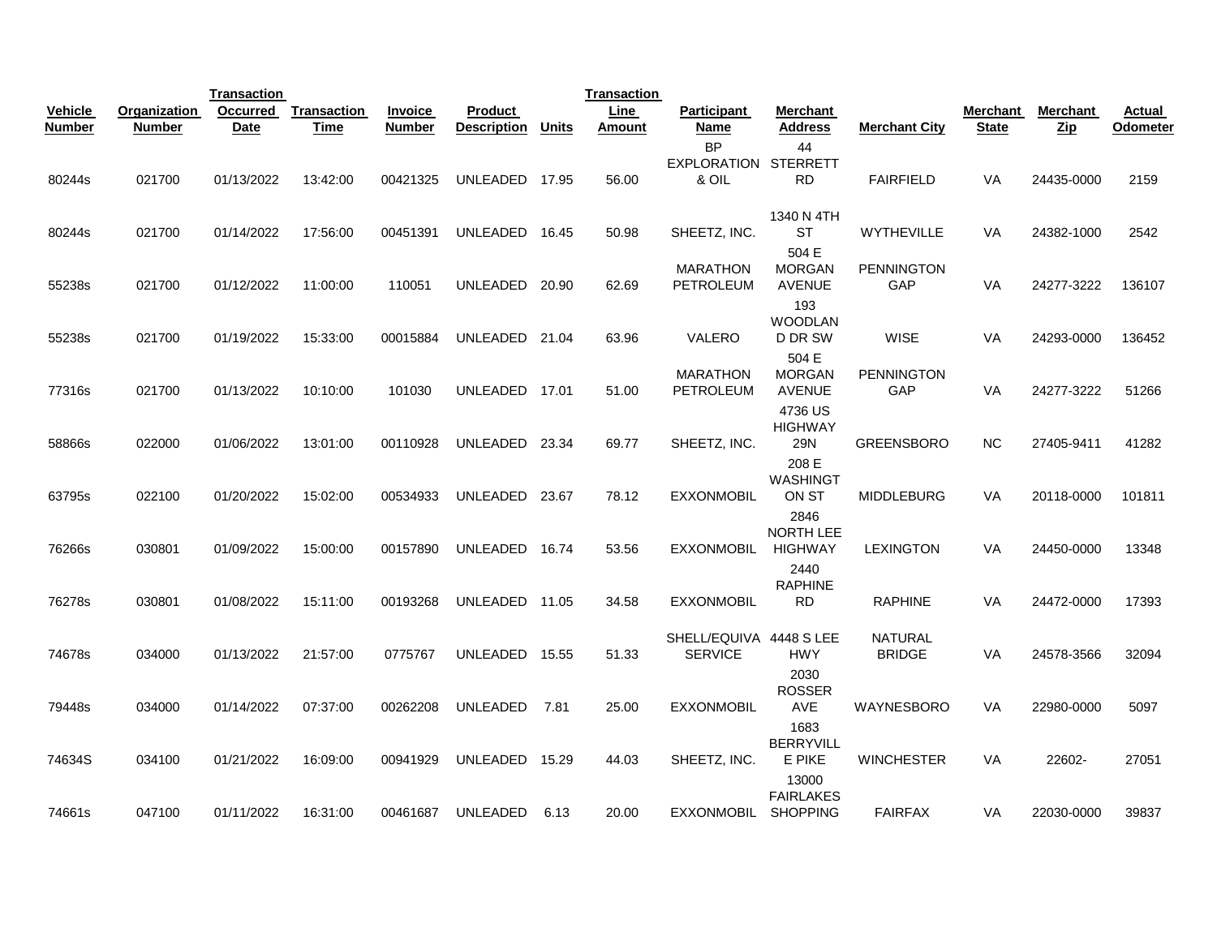| Vehicle Number | Organization Number | Transaction Occurred Date | Transaction Time | Invoice Number | Product Description | Units | Transaction Line Amount | Participant Name | Merchant Address | Merchant City | Merchant State | Merchant Zip | Actual Odometer |
|---|---|---|---|---|---|---|---|---|---|---|---|---|---|
| 80244s | 021700 | 01/13/2022 | 13:42:00 | 00421325 | UNLEADED | 17.95 | 56.00 | BP EXPLORATION & OIL | 44 STERRETT RD | FAIRFIELD | VA | 24435-0000 | 2159 |
| 80244s | 021700 | 01/14/2022 | 17:56:00 | 00451391 | UNLEADED | 16.45 | 50.98 | SHEETZ, INC. | 1340 N 4TH ST | WYTHEVILLE | VA | 24382-1000 | 2542 |
| 55238s | 021700 | 01/12/2022 | 11:00:00 | 110051 | UNLEADED | 20.90 | 62.69 | MARATHON PETROLEUM | 504 E MORGAN AVENUE | PENNINGTON GAP | VA | 24277-3222 | 136107 |
| 55238s | 021700 | 01/19/2022 | 15:33:00 | 00015884 | UNLEADED | 21.04 | 63.96 | VALERO | 193 WOODLAND DR SW | WISE | VA | 24293-0000 | 136452 |
| 77316s | 021700 | 01/13/2022 | 10:10:00 | 101030 | UNLEADED | 17.01 | 51.00 | MARATHON PETROLEUM | 504 E MORGAN AVENUE | PENNINGTON GAP | VA | 24277-3222 | 51266 |
| 58866s | 022000 | 01/06/2022 | 13:01:00 | 00110928 | UNLEADED | 23.34 | 69.77 | SHEETZ, INC. | 4736 US HIGHWAY 29N | GREENSBORO | NC | 27405-9411 | 41282 |
| 63795s | 022100 | 01/20/2022 | 15:02:00 | 00534933 | UNLEADED | 23.67 | 78.12 | EXXONMOBIL | 208 E WASHINGTON ST | MIDDLEBURG | VA | 20118-0000 | 101811 |
| 76266s | 030801 | 01/09/2022 | 15:00:00 | 00157890 | UNLEADED | 16.74 | 53.56 | EXXONMOBIL | 2846 NORTH LEE HIGHWAY | LEXINGTON | VA | 24450-0000 | 13348 |
| 76278s | 030801 | 01/08/2022 | 15:11:00 | 00193268 | UNLEADED | 11.05 | 34.58 | EXXONMOBIL | 2440 RAPHINE RD | RAPHINE | VA | 24472-0000 | 17393 |
| 74678s | 034000 | 01/13/2022 | 21:57:00 | 0775767 | UNLEADED | 15.55 | 51.33 | SHELL/EQUIVA SERVICE | 4448 S LEE HWY | NATURAL BRIDGE | VA | 24578-3566 | 32094 |
| 79448s | 034000 | 01/14/2022 | 07:37:00 | 00262208 | UNLEADED | 7.81 | 25.00 | EXXONMOBIL | 2030 ROSSER AVE | WAYNESBORO | VA | 22980-0000 | 5097 |
| 74634S | 034100 | 01/21/2022 | 16:09:00 | 00941929 | UNLEADED | 15.29 | 44.03 | SHEETZ, INC. | 1683 BERRYVILLE PIKE | WINCHESTER | VA | 22602- | 27051 |
| 74661s | 047100 | 01/11/2022 | 16:31:00 | 00461687 | UNLEADED | 6.13 | 20.00 | EXXONMOBIL | 13000 FAIRLAKES SHOPPING | FAIRFAX | VA | 22030-0000 | 39837 |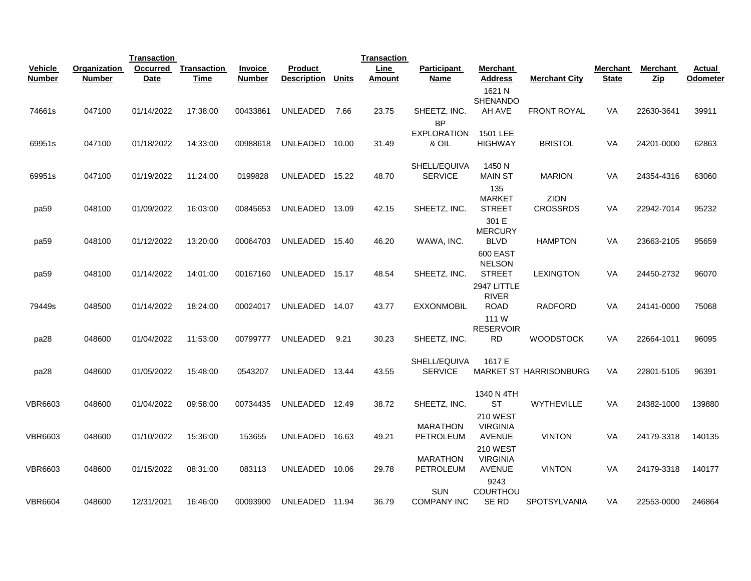| Vehicle Number | Organization Number | Transaction Occurred Date | Transaction Time | Invoice Number | Product Description | Units | Transaction Line Amount | Participant Name | Merchant Address | Merchant City | Merchant State | Merchant Zip | Actual Odometer |
|---|---|---|---|---|---|---|---|---|---|---|---|---|---|
| 74661s | 047100 | 01/14/2022 | 17:38:00 | 00433861 | UNLEADED | 7.66 | 23.75 | SHEETZ, INC. | 1621 N SHENANDOAH AVE | FRONT ROYAL | VA | 22630-3641 | 39911 |
| 69951s | 047100 | 01/18/2022 | 14:33:00 | 00988618 | UNLEADED | 10.00 | 31.49 | BP EXPLORATION & OIL | 1501 LEE HIGHWAY | BRISTOL | VA | 24201-0000 | 62863 |
| 69951s | 047100 | 01/19/2022 | 11:24:00 | 0199828 | UNLEADED | 15.22 | 48.70 | SHELL/EQUIVA SERVICE | 1450 N MAIN ST | MARION | VA | 24354-4316 | 63060 |
| pa59 | 048100 | 01/09/2022 | 16:03:00 | 00845653 | UNLEADED | 13.09 | 42.15 | SHEETZ, INC. | 135 MARKET STREET | ZION CROSSRDS | VA | 22942-7014 | 95232 |
| pa59 | 048100 | 01/12/2022 | 13:20:00 | 00064703 | UNLEADED | 15.40 | 46.20 | WAWA, INC. | 301 E MERCURY BLVD | HAMPTON | VA | 23663-2105 | 95659 |
| pa59 | 048100 | 01/14/2022 | 14:01:00 | 00167160 | UNLEADED | 15.17 | 48.54 | SHEETZ, INC. | 600 EAST NELSON STREET | LEXINGTON | VA | 24450-2732 | 96070 |
| 79449s | 048500 | 01/14/2022 | 18:24:00 | 00024017 | UNLEADED | 14.07 | 43.77 | EXXONMOBIL | 2947 LITTLE RIVER ROAD | RADFORD | VA | 24141-0000 | 75068 |
| pa28 | 048600 | 01/04/2022 | 11:53:00 | 00799777 | UNLEADED | 9.21 | 30.23 | SHEETZ, INC. | 111 W RESERVOIR RD | WOODSTOCK | VA | 22664-1011 | 96095 |
| pa28 | 048600 | 01/05/2022 | 15:48:00 | 0543207 | UNLEADED | 13.44 | 43.55 | SHELL/EQUIVA SERVICE | 1617 E MARKET ST | HARRISONBURG | VA | 22801-5105 | 96391 |
| VBR6603 | 048600 | 01/04/2022 | 09:58:00 | 00734435 | UNLEADED | 12.49 | 38.72 | SHEETZ, INC. | 1340 N 4TH ST | WYTHEVILLE | VA | 24382-1000 | 139880 |
| VBR6603 | 048600 | 01/10/2022 | 15:36:00 | 153655 | UNLEADED | 16.63 | 49.21 | MARATHON PETROLEUM | 210 WEST VIRGINIA AVENUE | VINTON | VA | 24179-3318 | 140135 |
| VBR6603 | 048600 | 01/15/2022 | 08:31:00 | 083113 | UNLEADED | 10.06 | 29.78 | MARATHON PETROLEUM | 210 WEST VIRGINIA AVENUE | VINTON | VA | 24179-3318 | 140177 |
| VBR6604 | 048600 | 12/31/2021 | 16:46:00 | 00093900 | UNLEADED | 11.94 | 36.79 | SUN COMPANY INC | 9243 COURTHOUSE RD | SPOTSYLVANIA | VA | 22553-0000 | 246864 |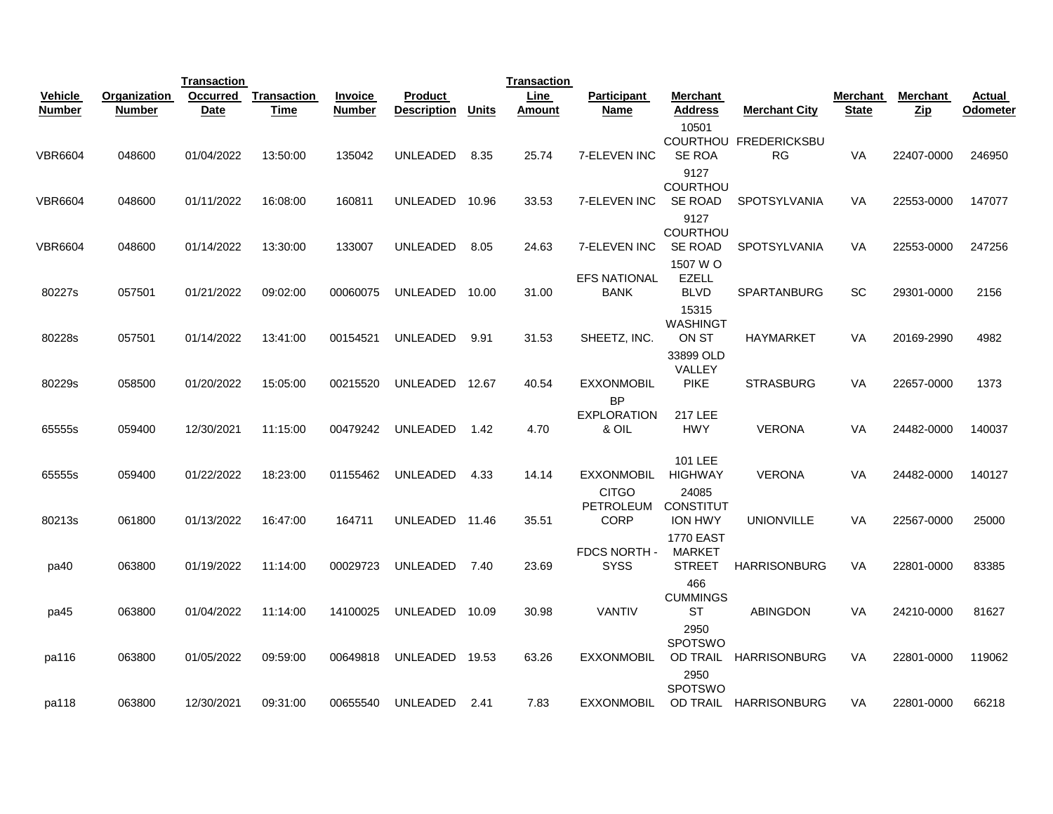| Vehicle Number | Organization Number | Transaction Occurred Date | Transaction Time | Invoice Number | Product Description | Units | Transaction Line Amount | Participant Name | Merchant Address | Merchant City | Merchant State | Merchant Zip | Actual Odometer |
|---|---|---|---|---|---|---|---|---|---|---|---|---|---|
| VBR6604 | 048600 | 01/04/2022 | 13:50:00 | 135042 | UNLEADED | 8.35 | 25.74 | 7-ELEVEN INC | 10501 COURTHOUSE ROA | FREDERICKSBURG | VA | 22407-0000 | 246950 |
| VBR6604 | 048600 | 01/11/2022 | 16:08:00 | 160811 | UNLEADED | 10.96 | 33.53 | 7-ELEVEN INC | 9127 COURTHOUSE ROAD | SPOTSYLVANIA | VA | 22553-0000 | 147077 |
| VBR6604 | 048600 | 01/14/2022 | 13:30:00 | 133007 | UNLEADED | 8.05 | 24.63 | 7-ELEVEN INC | 9127 COURTHOUSE ROAD | SPOTSYLVANIA | VA | 22553-0000 | 247256 |
| 80227s | 057501 | 01/21/2022 | 09:02:00 | 00060075 | UNLEADED | 10.00 | 31.00 | EFS NATIONAL BANK | 1507 W O EZELL BLVD | SPARTANBURG | SC | 29301-0000 | 2156 |
| 80228s | 057501 | 01/14/2022 | 13:41:00 | 00154521 | UNLEADED | 9.91 | 31.53 | SHEETZ, INC. | 15315 WASHINGTON ST | HAYMARKET | VA | 20169-2990 | 4982 |
| 80229s | 058500 | 01/20/2022 | 15:05:00 | 00215520 | UNLEADED | 12.67 | 40.54 | EXXONMOBIL | 33899 OLD VALLEY PIKE | STRASBURG | VA | 22657-0000 | 1373 |
| 65555s | 059400 | 12/30/2021 | 11:15:00 | 00479242 | UNLEADED | 1.42 | 4.70 | BP EXPLORATION & OIL | 217 LEE HWY | VERONA | VA | 24482-0000 | 140037 |
| 65555s | 059400 | 01/22/2022 | 18:23:00 | 01155462 | UNLEADED | 4.33 | 14.14 | EXXONMOBIL | 101 LEE HIGHWAY | VERONA | VA | 24482-0000 | 140127 |
| 80213s | 061800 | 01/13/2022 | 16:47:00 | 164711 | UNLEADED | 11.46 | 35.51 | CITGO PETROLEUM CORP | 24085 CONSTITUTION HWY | UNIONVILLE | VA | 22567-0000 | 25000 |
| pa40 | 063800 | 01/19/2022 | 11:14:00 | 00029723 | UNLEADED | 7.40 | 23.69 | FDCS NORTH - SYSS | 1770 EAST MARKET STREET | HARRISONBURG | VA | 22801-0000 | 83385 |
| pa45 | 063800 | 01/04/2022 | 11:14:00 | 14100025 | UNLEADED | 10.09 | 30.98 | VANTIV | 466 CUMMINGS ST | ABINGDON | VA | 24210-0000 | 81627 |
| pa116 | 063800 | 01/05/2022 | 09:59:00 | 00649818 | UNLEADED | 19.53 | 63.26 | EXXONMOBIL | 2950 SPOTSWOOD TRAIL | HARRISONBURG | VA | 22801-0000 | 119062 |
| pa118 | 063800 | 12/30/2021 | 09:31:00 | 00655540 | UNLEADED | 2.41 | 7.83 | EXXONMOBIL | 2950 SPOTSWOOD TRAIL | HARRISONBURG | VA | 22801-0000 | 66218 |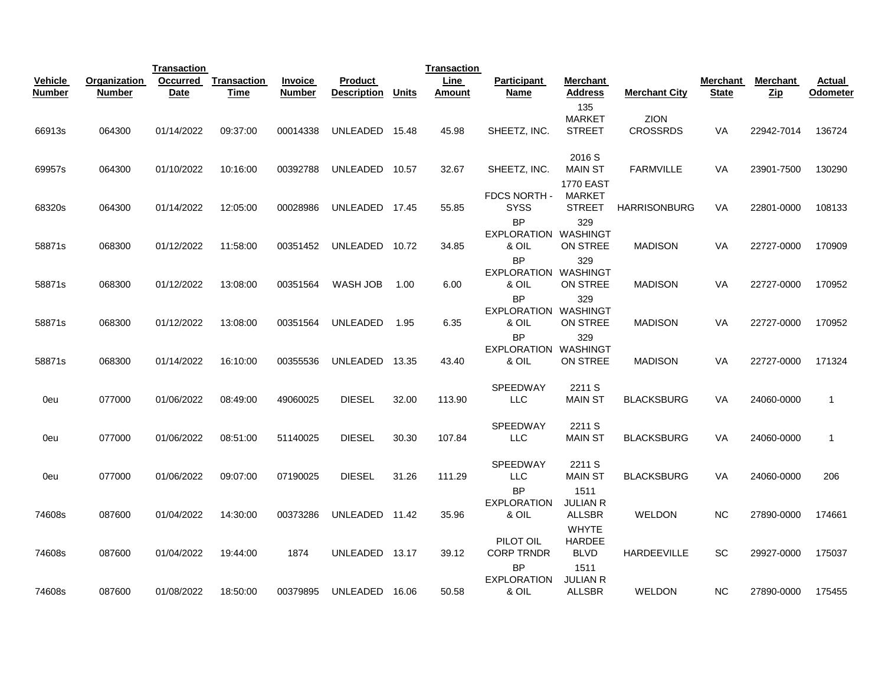| Vehicle Number | Organization Number | Transaction Occurred Date | Transaction Time | Invoice Number | Product Description | Units | Transaction Line Amount | Participant Name | Merchant Address | Merchant City | Merchant State | Merchant Zip | Actual Odometer |
|---|---|---|---|---|---|---|---|---|---|---|---|---|---|
| 66913s | 064300 | 01/14/2022 | 09:37:00 | 00014338 | UNLEADED | 15.48 | 45.98 | SHEETZ, INC. | 135 MARKET STREET | ZION CROSSRDS | VA | 22942-7014 | 136724 |
| 69957s | 064300 | 01/10/2022 | 10:16:00 | 00392788 | UNLEADED | 10.57 | 32.67 | SHEETZ, INC. | 2016 S MAIN ST | FARMVILLE | VA | 23901-7500 | 130290 |
| 68320s | 064300 | 01/14/2022 | 12:05:00 | 00028986 | UNLEADED | 17.45 | 55.85 | FDCS NORTH - SYSS | 1770 EAST MARKET STREET | HARRISONBURG | VA | 22801-0000 | 108133 |
| 58871s | 068300 | 01/12/2022 | 11:58:00 | 00351452 | UNLEADED | 10.72 | 34.85 | BP EXPLORATION & OIL | 329 WASHINGTON STREE | MADISON | VA | 22727-0000 | 170909 |
| 58871s | 068300 | 01/12/2022 | 13:08:00 | 00351564 | WASH JOB | 1.00 | 6.00 | BP EXPLORATION & OIL | 329 WASHINGTON STREE | MADISON | VA | 22727-0000 | 170952 |
| 58871s | 068300 | 01/12/2022 | 13:08:00 | 00351564 | UNLEADED | 1.95 | 6.35 | BP EXPLORATION & OIL | 329 WASHINGTON STREE | MADISON | VA | 22727-0000 | 170952 |
| 58871s | 068300 | 01/14/2022 | 16:10:00 | 00355536 | UNLEADED | 13.35 | 43.40 | BP EXPLORATION & OIL | 329 WASHINGTON STREE | MADISON | VA | 22727-0000 | 171324 |
| 0eu | 077000 | 01/06/2022 | 08:49:00 | 49060025 | DIESEL | 32.00 | 113.90 | SPEEDWAY LLC | 2211 S MAIN ST | BLACKSBURG | VA | 24060-0000 | 1 |
| 0eu | 077000 | 01/06/2022 | 08:51:00 | 51140025 | DIESEL | 30.30 | 107.84 | SPEEDWAY LLC | 2211 S MAIN ST | BLACKSBURG | VA | 24060-0000 | 1 |
| 0eu | 077000 | 01/06/2022 | 09:07:00 | 07190025 | DIESEL | 31.26 | 111.29 | SPEEDWAY LLC | 2211 S MAIN ST | BLACKSBURG | VA | 24060-0000 | 206 |
| 74608s | 087600 | 01/04/2022 | 14:30:00 | 00373286 | UNLEADED | 11.42 | 35.96 | BP EXPLORATION & OIL | 1511 JULIAN R ALLSBR | WELDON | NC | 27890-0000 | 174661 |
| 74608s | 087600 | 01/04/2022 | 19:44:00 | 1874 | UNLEADED | 13.17 | 39.12 | PILOT OIL CORP TRNDR | WHYTE HARDEE BLVD | HARDEEVILLE | SC | 29927-0000 | 175037 |
| 74608s | 087600 | 01/08/2022 | 18:50:00 | 00379895 | UNLEADED | 16.06 | 50.58 | BP EXPLORATION & OIL | 1511 JULIAN R ALLSBR | WELDON | NC | 27890-0000 | 175455 |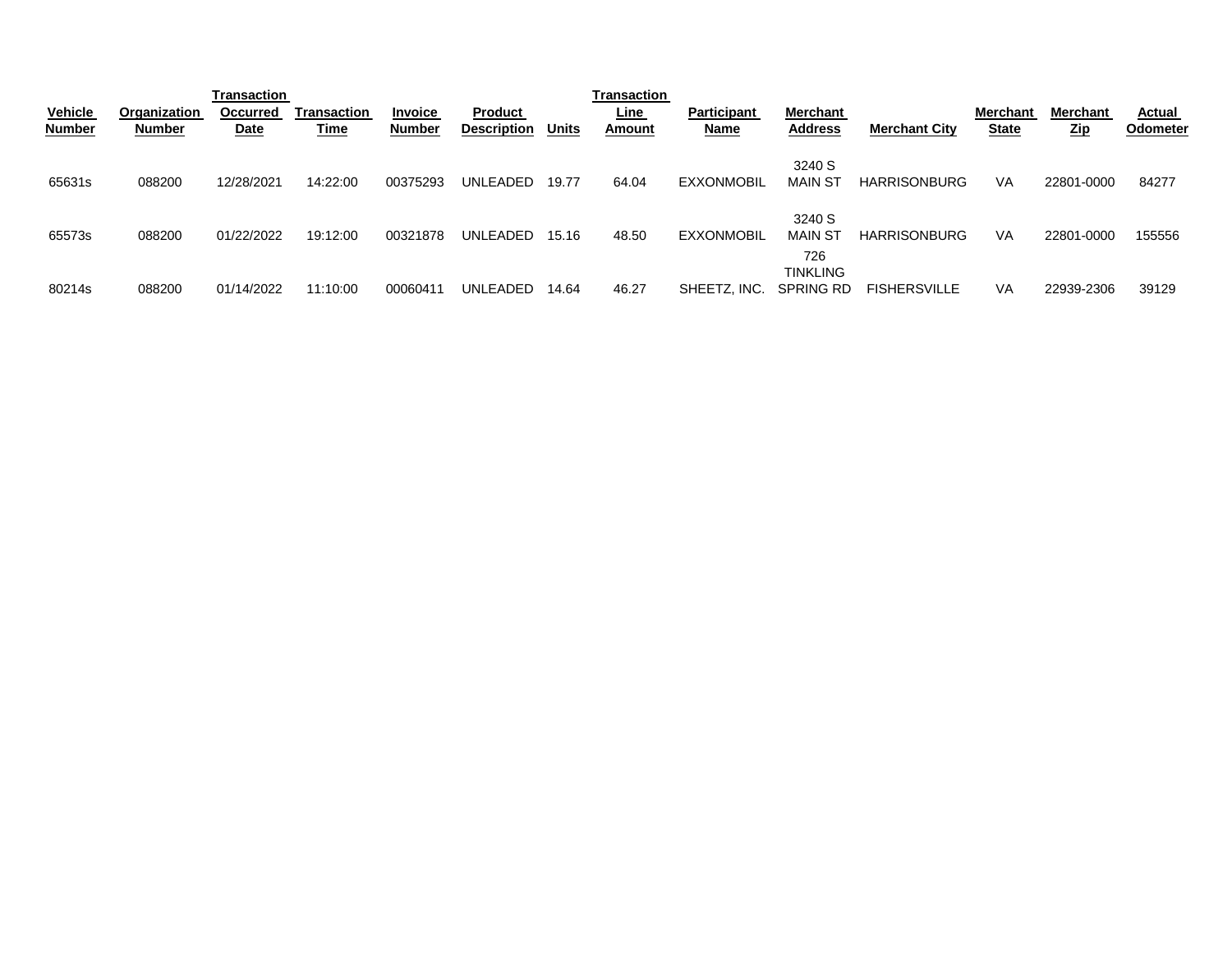| Vehicle Number | Organization Number | Transaction Occurred Date | Transaction Time | Invoice Number | Product Description | Units | Transaction Line Amount | Participant Name | Merchant Address | Merchant City | Merchant State | Merchant Zip | Actual Odometer |
|---|---|---|---|---|---|---|---|---|---|---|---|---|---|
| 65631s | 088200 | 12/28/2021 | 14:22:00 | 00375293 | UNLEADED | 19.77 | 64.04 | EXXONMOBIL | 3240 S MAIN ST | HARRISONBURG | VA | 22801-0000 | 84277 |
| 65573s | 088200 | 01/22/2022 | 19:12:00 | 00321878 | UNLEADED | 15.16 | 48.50 | EXXONMOBIL | 3240 S MAIN ST | HARRISONBURG | VA | 22801-0000 | 155556 |
| 80214s | 088200 | 01/14/2022 | 11:10:00 | 00060411 | UNLEADED | 14.64 | 46.27 | SHEETZ, INC. | 726 TINKLING SPRING RD | FISHERSVILLE | VA | 22939-2306 | 39129 |